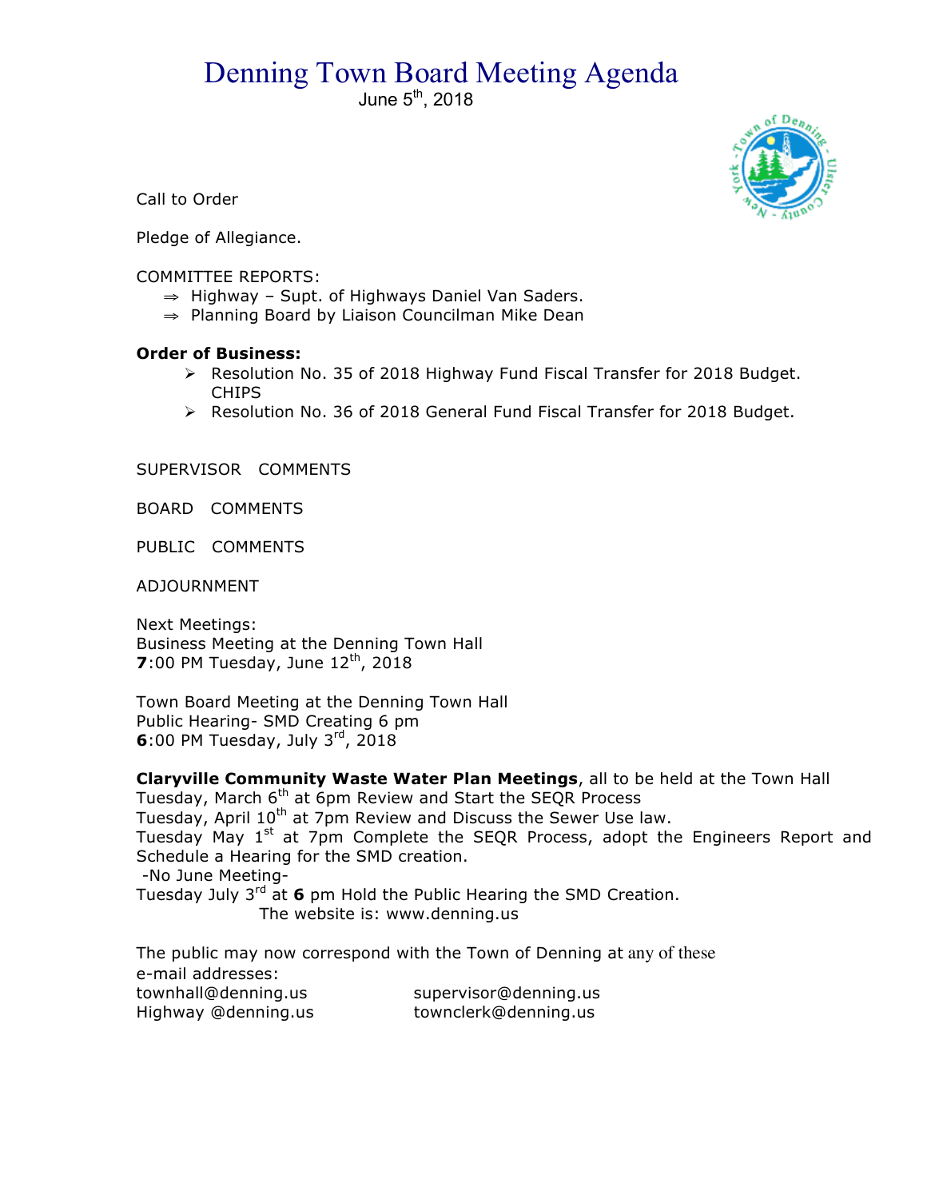# Denning Town Board Meeting Agenda

June 5th, 2018

Call to Order

Pledge of Allegiance.

COMMITTEE REPORTS:

⇒ Highway – Supt. of Highways Daniel Van Saders.
⇒ Planning Board by Liaison Councilman Mike Dean

**Order of Business:**

- Resolution No. 35 of 2018 Highway Fund Fiscal Transfer for 2018 Budget. CHIPS
- Resolution No. 36 of 2018 General Fund Fiscal Transfer for 2018 Budget.

SUPERVISOR COMMENTS

BOARD COMMENTS

PUBLIC COMMENTS

ADJOURNMENT

Next Meetings:
Business Meeting at the Denning Town Hall
**7**:00 PM Tuesday, June 12th, 2018

Town Board Meeting at the Denning Town Hall
Public Hearing- SMD Creating 6 pm
**6**:00 PM Tuesday, July 3rd, 2018

**Claryville Community Waste Water Plan Meetings**, all to be held at the Town Hall
Tuesday, March 6th at 6pm Review and Start the SEQR Process
Tuesday, April 10th at 7pm Review and Discuss the Sewer Use law.
Tuesday May 1st at 7pm Complete the SEQR Process, adopt the Engineers Report and Schedule a Hearing for the SMD creation.
-No June Meeting-
Tuesday July 3rd at **6** pm Hold the Public Hearing the SMD Creation.
The website is: www.denning.us

The public may now correspond with the Town of Denning at any of these e-mail addresses:

townhall@denning.us supervisor@denning.us
Highway @denning.us townclerk@denning.us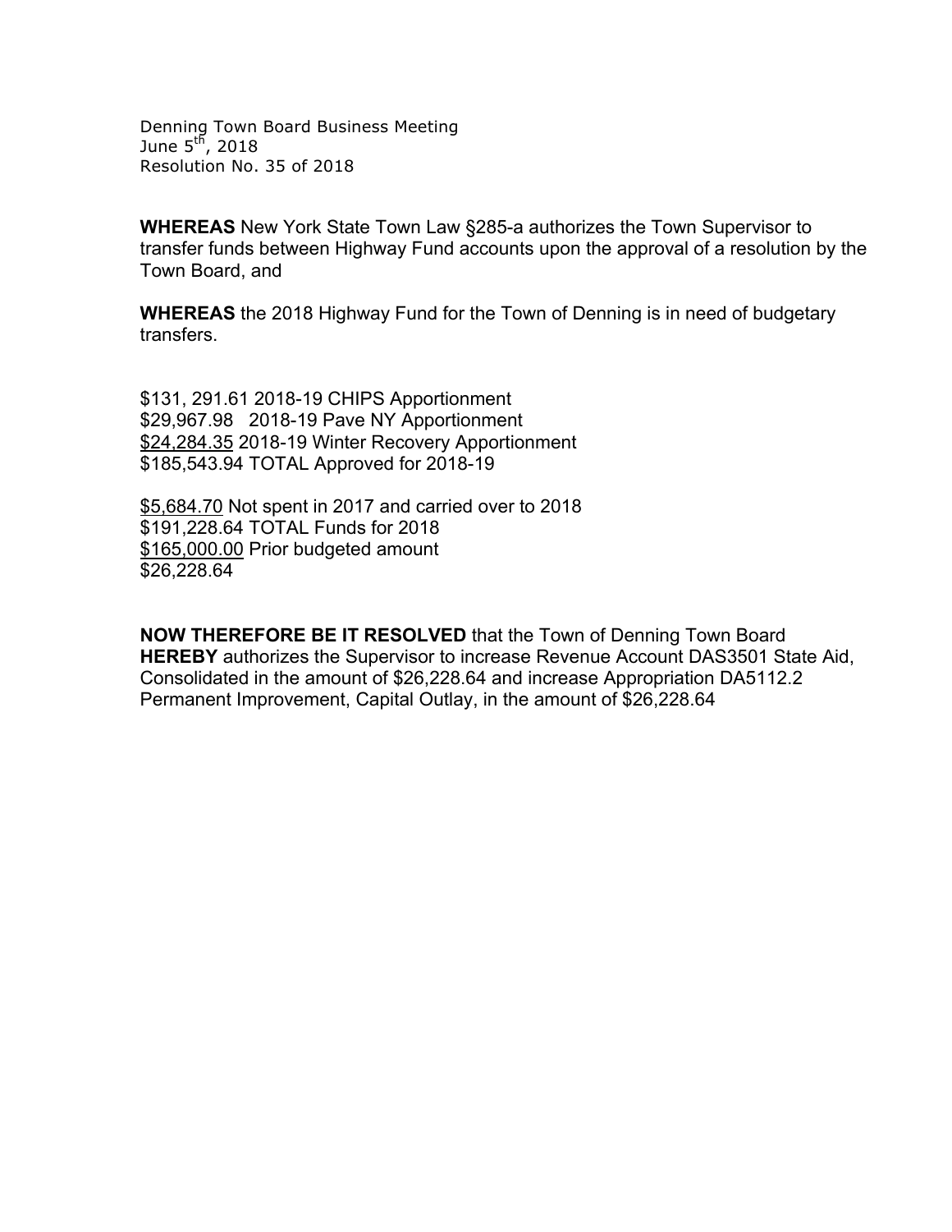Denning Town Board Business Meeting
June 5th, 2018
Resolution No. 35 of 2018

**WHEREAS** New York State Town Law §285-a authorizes the Town Supervisor to transfer funds between Highway Fund accounts upon the approval of a resolution by the Town Board, and

**WHEREAS** the 2018 Highway Fund for the Town of Denning is in need of budgetary transfers.

$131, 291.61 2018-19 CHIPS Apportionment
$29,967.98 2018-19 Pave NY Apportionment
$24,284.35 2018-19 Winter Recovery Apportionment
$185,543.94 TOTAL Approved for 2018-19

$5,684.70 Not spent in 2017 and carried over to 2018
$191,228.64 TOTAL Funds for 2018
$165,000.00 Prior budgeted amount
$26,228.64

**NOW THEREFORE BE IT RESOLVED** that the Town of Denning Town Board **HEREBY** authorizes the Supervisor to increase Revenue Account DAS3501 State Aid, Consolidated in the amount of $26,228.64 and increase Appropriation DA5112.2 Permanent Improvement, Capital Outlay, in the amount of $26,228.64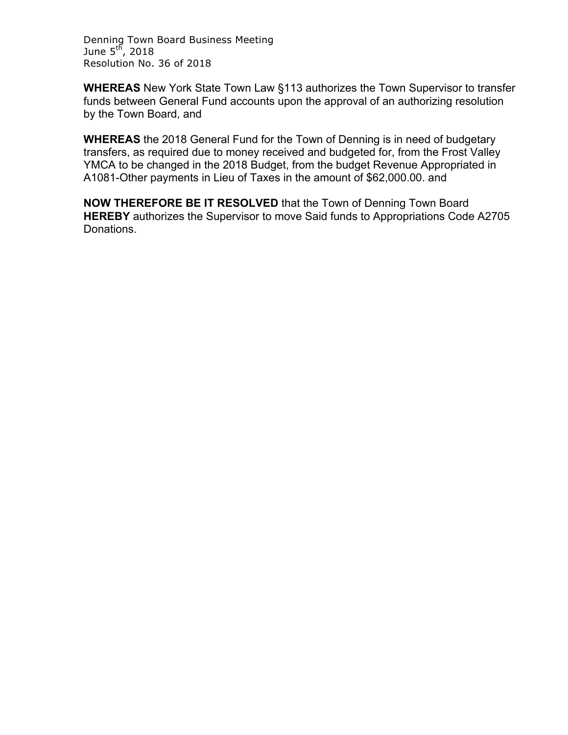Denning Town Board Business Meeting
June 5th, 2018
Resolution No. 36 of 2018

**WHEREAS** New York State Town Law §113 authorizes the Town Supervisor to transfer funds between General Fund accounts upon the approval of an authorizing resolution by the Town Board, and

**WHEREAS** the 2018 General Fund for the Town of Denning is in need of budgetary transfers, as required due to money received and budgeted for, from the Frost Valley YMCA to be changed in the 2018 Budget, from the budget Revenue Appropriated in A1081-Other payments in Lieu of Taxes in the amount of $62,000.00. and

**NOW THEREFORE BE IT RESOLVED** that the Town of Denning Town Board **HEREBY** authorizes the Supervisor to move Said funds to Appropriations Code A2705 Donations.